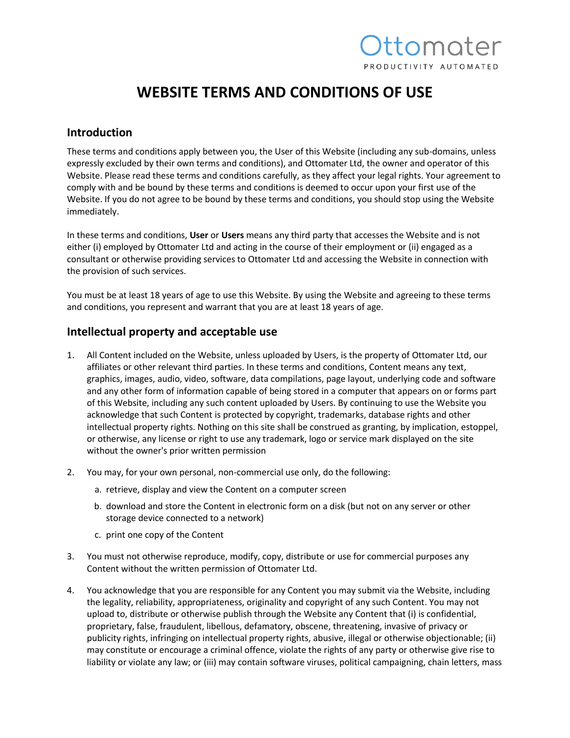Ottomater

PRODUCTIVITY AUTOMATED

# WEBSITE TERMS AND CONDITIONS OF USE

## Introduction

These terms and conditions apply between you, the User of this Website (including any sub-domains, unless expressly excluded by their own terms and conditions), and Ottomater Ltd, the owner and operator of this Website. Please read these terms and conditions carefully, as they affect your legal rights. Your agreement to comply with and be bound by these terms and conditions is deemed to occur upon your first use of the Website. If you do not agree to be bound by these terms and conditions, you should stop using the Website immediately.

In these terms and conditions, **User** or **Users** means any third party that accesses the Website and is not either (i) employed by Ottomater Ltd and acting in the course of their employment or (ii) engaged as a consultant or otherwise providing services to Ottomater Ltd and accessing the Website in connection with the provision of such services.

You must be at least 18 years of age to use this Website. By using the Website and agreeing to these terms and conditions, you represent and warrant that you are at least 18 years of age.

## Intellectual property and acceptable use

1. All Content included on the Website, unless uploaded by Users, is the property of Ottomater Ltd, our affiliates or other relevant third parties. In these terms and conditions, Content means any text, graphics, images, audio, video, software, data compilations, page layout, underlying code and software and any other form of information capable of being stored in a computer that appears on or forms part of this Website, including any such content uploaded by Users. By continuing to use the Website you acknowledge that such Content is protected by copyright, trademarks, database rights and other intellectual property rights. Nothing on this site shall be construed as granting, by implication, estoppel, or otherwise, any license or right to use any trademark, logo or service mark displayed on the site without the owner's prior written permission

2. You may, for your own personal, non-commercial use only, do the following:
   a. retrieve, display and view the Content on a computer screen
   b. download and store the Content in electronic form on a disk (but not on any server or other storage device connected to a network)
   c. print one copy of the Content

3. You must not otherwise reproduce, modify, copy, distribute or use for commercial purposes any Content without the written permission of Ottomater Ltd.

4. You acknowledge that you are responsible for any Content you may submit via the Website, including the legality, reliability, appropriateness, originality and copyright of any such Content. You may not upload to, distribute or otherwise publish through the Website any Content that (i) is confidential, proprietary, false, fraudulent, libellous, defamatory, obscene, threatening, invasive of privacy or publicity rights, infringing on intellectual property rights, abusive, illegal or otherwise objectionable; (ii) may constitute or encourage a criminal offence, violate the rights of any party or otherwise give rise to liability or violate any law; or (iii) may contain software viruses, political campaigning, chain letters, mass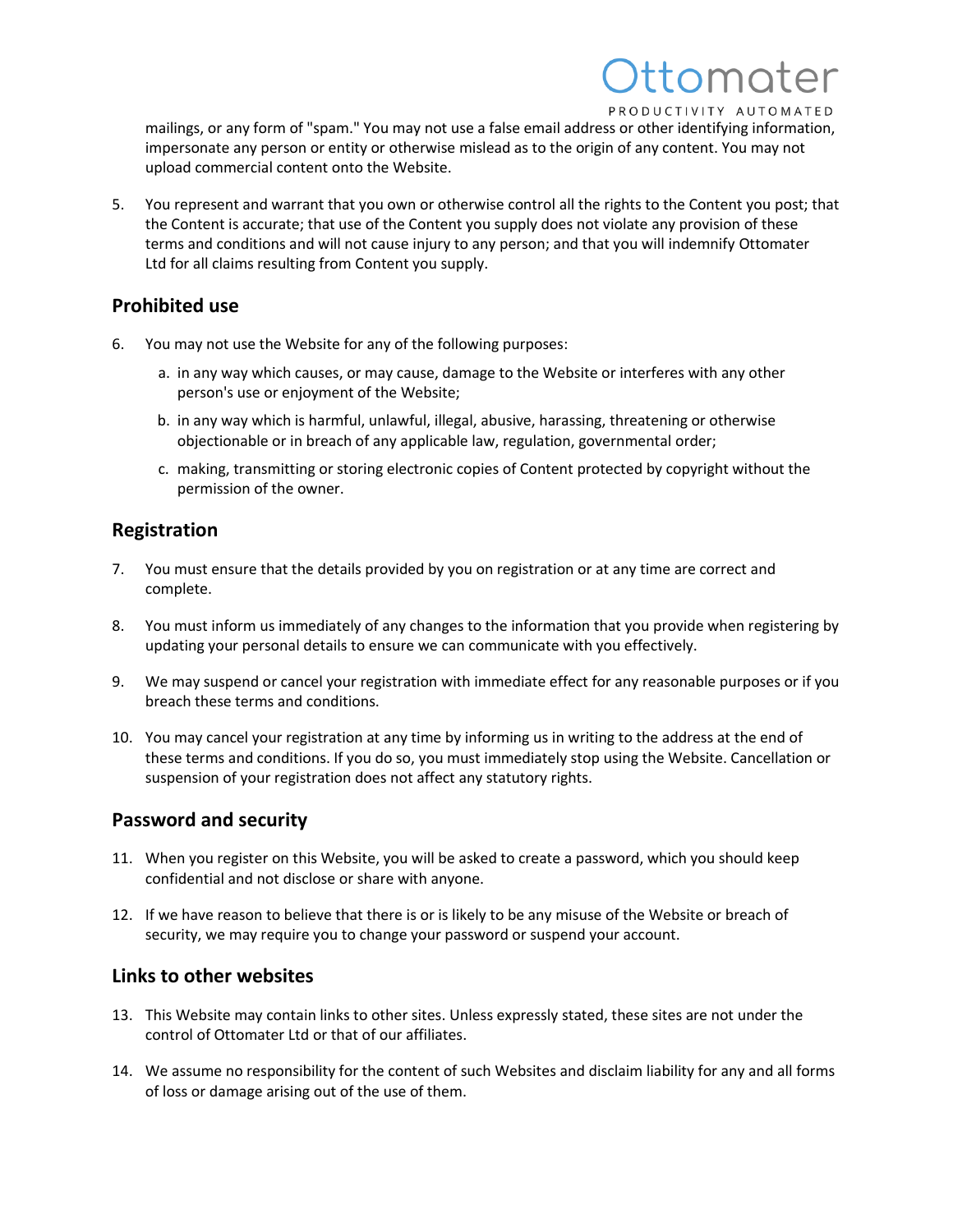mailings, or any form of "spam." You may not use a false email address or other identifying information, impersonate any person or entity or otherwise mislead as to the origin of any content. You may not upload commercial content onto the Website.

5. You represent and warrant that you own or otherwise control all the rights to the Content you post; that the Content is accurate; that use of the Content you supply does not violate any provision of these terms and conditions and will not cause injury to any person; and that you will indemnify Ottomater Ltd for all claims resulting from Content you supply.

## Prohibited use

6. You may not use the Website for any of the following purposes:

   a. in any way which causes, or may cause, damage to the Website or interferes with any other person's use or enjoyment of the Website;

   b. in any way which is harmful, unlawful, illegal, abusive, harassing, threatening or otherwise objectionable or in breach of any applicable law, regulation, governmental order;

   c. making, transmitting or storing electronic copies of Content protected by copyright without the permission of the owner.

## Registration

7. You must ensure that the details provided by you on registration or at any time are correct and complete.

8. You must inform us immediately of any changes to the information that you provide when registering by updating your personal details to ensure we can communicate with you effectively.

9. We may suspend or cancel your registration with immediate effect for any reasonable purposes or if you breach these terms and conditions.

10. You may cancel your registration at any time by informing us in writing to the address at the end of these terms and conditions. If you do so, you must immediately stop using the Website. Cancellation or suspension of your registration does not affect any statutory rights.

## Password and security

11. When you register on this Website, you will be asked to create a password, which you should keep confidential and not disclose or share with anyone.

12. If we have reason to believe that there is or is likely to be any misuse of the Website or breach of security, we may require you to change your password or suspend your account.

## Links to other websites

13. This Website may contain links to other sites. Unless expressly stated, these sites are not under the control of Ottomater Ltd or that of our affiliates.

14. We assume no responsibility for the content of such Websites and disclaim liability for any and all forms of loss or damage arising out of the use of them.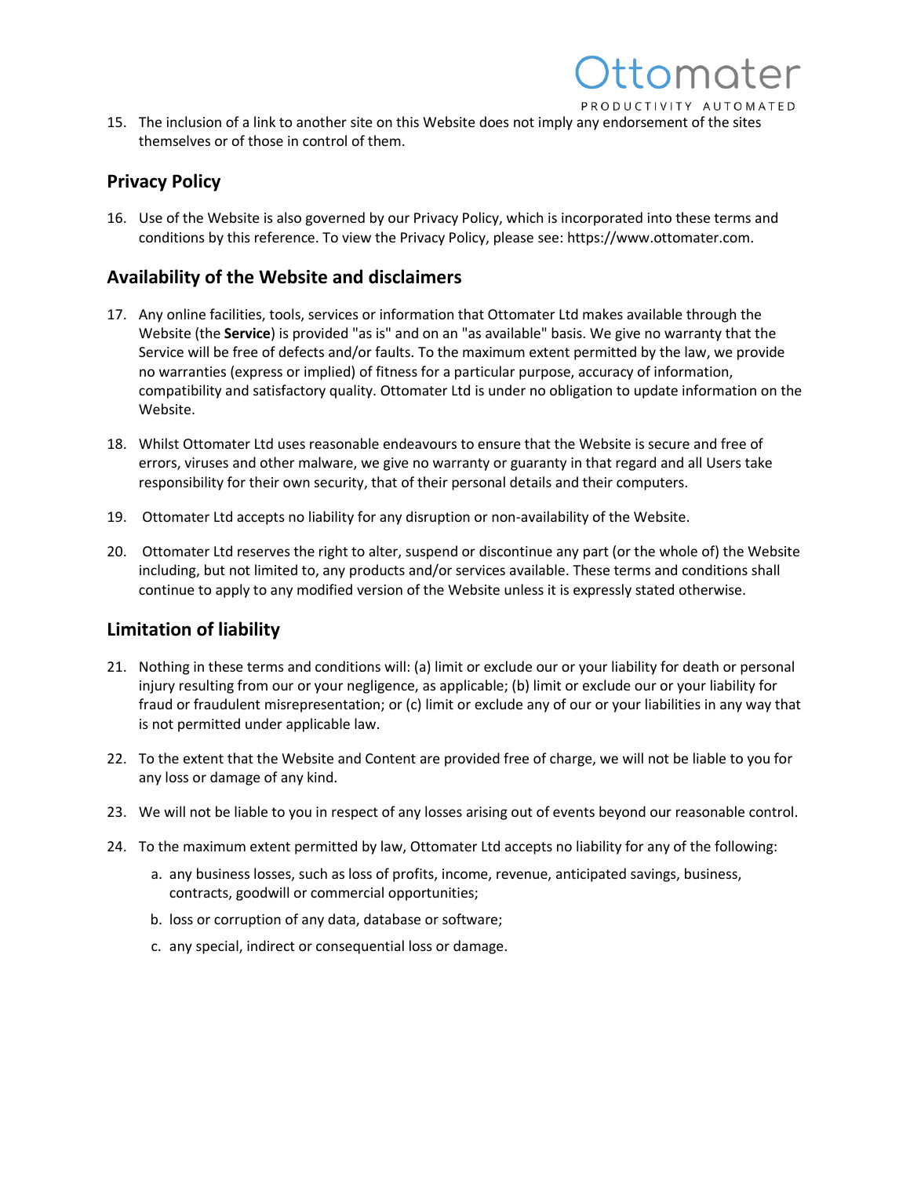15. The inclusion of a link to another site on this Website does not imply any endorsement of the sites themselves or of those in control of them.

## Privacy Policy

16. Use of the Website is also governed by our Privacy Policy, which is incorporated into these terms and conditions by this reference. To view the Privacy Policy, please see: https://www.ottomater.com.

## Availability of the Website and disclaimers

17. Any online facilities, tools, services or information that Ottomater Ltd makes available through the Website (the **Service**) is provided "as is" and on an "as available" basis. We give no warranty that the Service will be free of defects and/or faults. To the maximum extent permitted by the law, we provide no warranties (express or implied) of fitness for a particular purpose, accuracy of information, compatibility and satisfactory quality. Ottomater Ltd is under no obligation to update information on the Website.

18. Whilst Ottomater Ltd uses reasonable endeavours to ensure that the Website is secure and free of errors, viruses and other malware, we give no warranty or guaranty in that regard and all Users take responsibility for their own security, that of their personal details and their computers.

19. Ottomater Ltd accepts no liability for any disruption or non-availability of the Website.

20. Ottomater Ltd reserves the right to alter, suspend or discontinue any part (or the whole of) the Website including, but not limited to, any products and/or services available. These terms and conditions shall continue to apply to any modified version of the Website unless it is expressly stated otherwise.

## Limitation of liability

21. Nothing in these terms and conditions will: (a) limit or exclude our or your liability for death or personal injury resulting from our or your negligence, as applicable; (b) limit or exclude our or your liability for fraud or fraudulent misrepresentation; or (c) limit or exclude any of our or your liabilities in any way that is not permitted under applicable law.

22. To the extent that the Website and Content are provided free of charge, we will not be liable to you for any loss or damage of any kind.

23. We will not be liable to you in respect of any losses arising out of events beyond our reasonable control.

24. To the maximum extent permitted by law, Ottomater Ltd accepts no liability for any of the following:

    a. any business losses, such as loss of profits, income, revenue, anticipated savings, business, contracts, goodwill or commercial opportunities;

    b. loss or corruption of any data, database or software;

    c. any special, indirect or consequential loss or damage.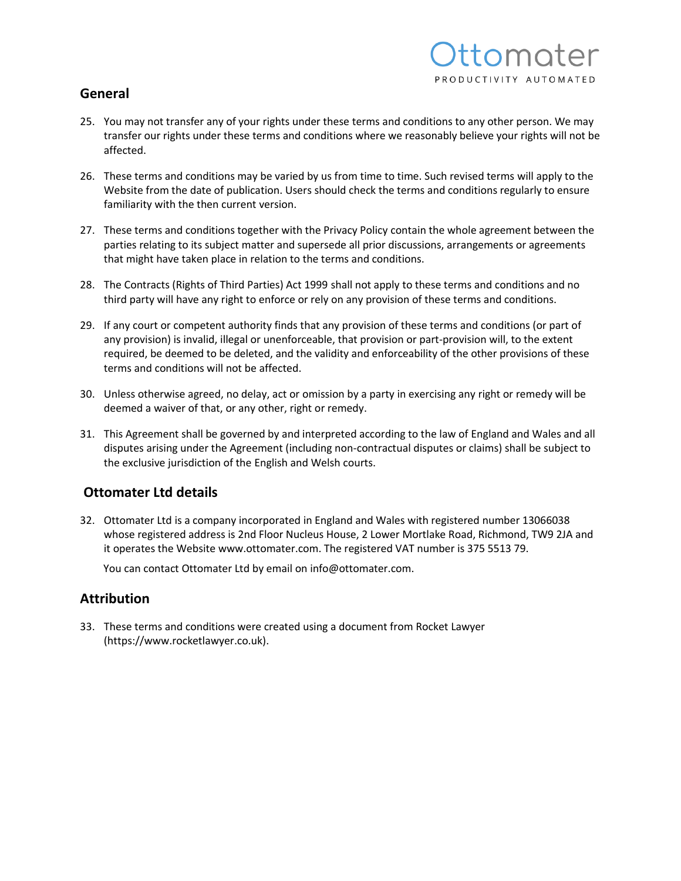## General

25. You may not transfer any of your rights under these terms and conditions to any other person. We may transfer our rights under these terms and conditions where we reasonably believe your rights will not be affected.

26. These terms and conditions may be varied by us from time to time. Such revised terms will apply to the Website from the date of publication. Users should check the terms and conditions regularly to ensure familiarity with the then current version.

27. These terms and conditions together with the Privacy Policy contain the whole agreement between the parties relating to its subject matter and supersede all prior discussions, arrangements or agreements that might have taken place in relation to the terms and conditions.

28. The Contracts (Rights of Third Parties) Act 1999 shall not apply to these terms and conditions and no third party will have any right to enforce or rely on any provision of these terms and conditions.

29. If any court or competent authority finds that any provision of these terms and conditions (or part of any provision) is invalid, illegal or unenforceable, that provision or part-provision will, to the extent required, be deemed to be deleted, and the validity and enforceability of the other provisions of these terms and conditions will not be affected.

30. Unless otherwise agreed, no delay, act or omission by a party in exercising any right or remedy will be deemed a waiver of that, or any other, right or remedy.

31. This Agreement shall be governed by and interpreted according to the law of England and Wales and all disputes arising under the Agreement (including non-contractual disputes or claims) shall be subject to the exclusive jurisdiction of the English and Welsh courts.

## Ottomater Ltd details

32. Ottomater Ltd is a company incorporated in England and Wales with registered number 13066038 whose registered address is 2nd Floor Nucleus House, 2 Lower Mortlake Road, Richmond, TW9 2JA and it operates the Website www.ottomater.com. The registered VAT number is 375 5513 79.

    You can contact Ottomater Ltd by email on info@ottomater.com.

## Attribution

33. These terms and conditions were created using a document from Rocket Lawyer (https://www.rocketlawyer.co.uk).